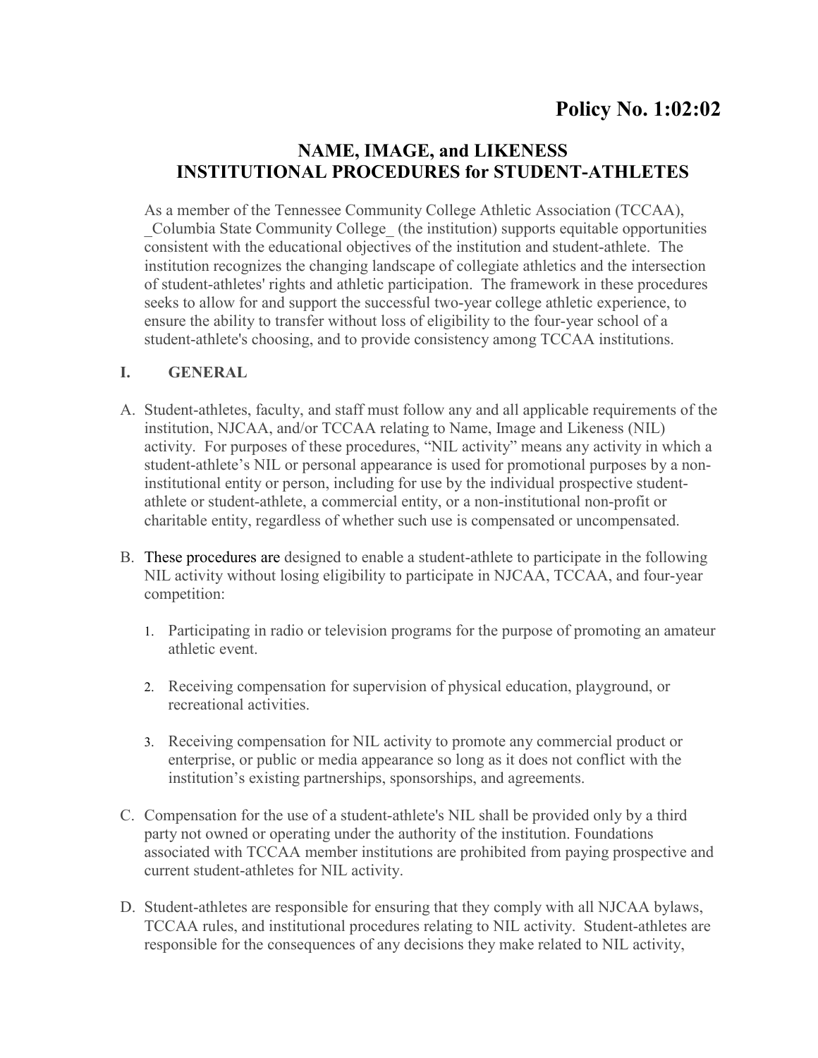**Policy No. 1:02:02**

# NAME, IMAGE, and LIKENESS INSTITUTIONAL PROCEDURES for STUDENT-ATHLETES

As a member of the Tennessee Community College Athletic Association (TCCAA), _Columbia State Community College_ (the institution) supports equitable opportunities consistent with the educational objectives of the institution and student-athlete. The institution recognizes the changing landscape of collegiate athletics and the intersection of student-athletes' rights and athletic participation. The framework in these procedures seeks to allow for and support the successful two-year college athletic experience, to ensure the ability to transfer without loss of eligibility to the four-year school of a student-athlete's choosing, and to provide consistency among TCCAA institutions.

## I. GENERAL

A. Student-athletes, faculty, and staff must follow any and all applicable requirements of the institution, NJCAA, and/or TCCAA relating to Name, Image and Likeness (NIL) activity. For purposes of these procedures, "NIL activity" means any activity in which a student-athlete's NIL or personal appearance is used for promotional purposes by a non-institutional entity or person, including for use by the individual prospective student-athlete or student-athlete, a commercial entity, or a non-institutional non-profit or charitable entity, regardless of whether such use is compensated or uncompensated.

B. These procedures are designed to enable a student-athlete to participate in the following NIL activity without losing eligibility to participate in NJCAA, TCCAA, and four-year competition:

1. Participating in radio or television programs for the purpose of promoting an amateur athletic event.
2. Receiving compensation for supervision of physical education, playground, or recreational activities.
3. Receiving compensation for NIL activity to promote any commercial product or enterprise, or public or media appearance so long as it does not conflict with the institution's existing partnerships, sponsorships, and agreements.

C. Compensation for the use of a student-athlete's NIL shall be provided only by a third party not owned or operating under the authority of the institution. Foundations associated with TCCAA member institutions are prohibited from paying prospective and current student-athletes for NIL activity.

D. Student-athletes are responsible for ensuring that they comply with all NJCAA bylaws, TCCAA rules, and institutional procedures relating to NIL activity. Student-athletes are responsible for the consequences of any decisions they make related to NIL activity,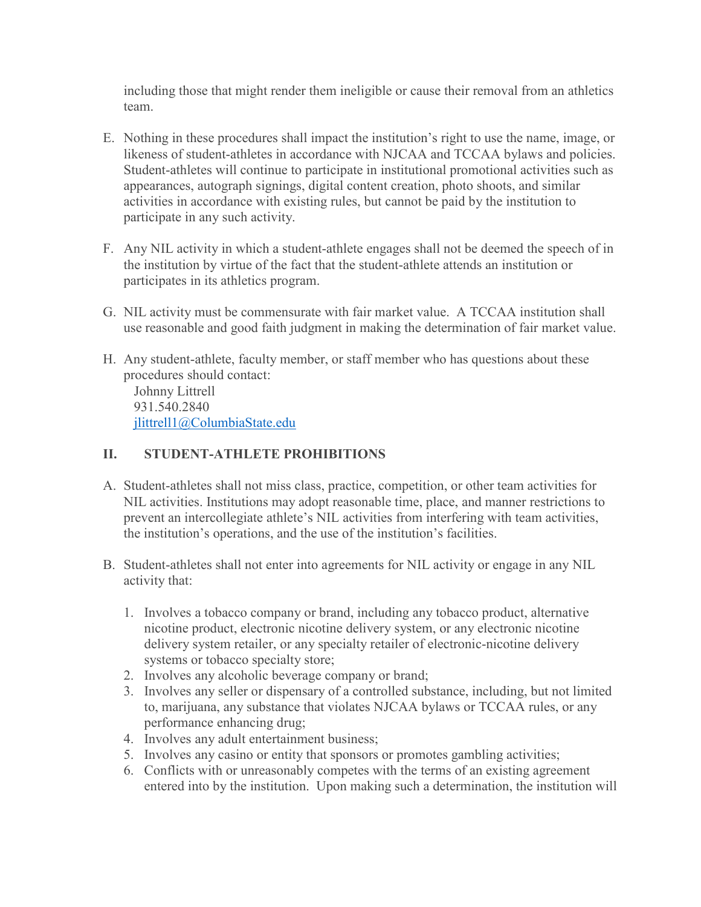including those that might render them ineligible or cause their removal from an athletics team.

E. Nothing in these procedures shall impact the institution's right to use the name, image, or likeness of student-athletes in accordance with NJCAA and TCCAA bylaws and policies. Student-athletes will continue to participate in institutional promotional activities such as appearances, autograph signings, digital content creation, photo shoots, and similar activities in accordance with existing rules, but cannot be paid by the institution to participate in any such activity.

F. Any NIL activity in which a student-athlete engages shall not be deemed the speech of in the institution by virtue of the fact that the student-athlete attends an institution or participates in its athletics program.

G. NIL activity must be commensurate with fair market value. A TCCAA institution shall use reasonable and good faith judgment in making the determination of fair market value.

H. Any student-athlete, faculty member, or staff member who has questions about these procedures should contact:
   Johnny Littrell
   931.540.2840
   [jlittrell1@ColumbiaState.edu](mailto:jlittrell1@ColumbiaState.edu)

## II. STUDENT-ATHLETE PROHIBITIONS

A. Student-athletes shall not miss class, practice, competition, or other team activities for NIL activities. Institutions may adopt reasonable time, place, and manner restrictions to prevent an intercollegiate athlete's NIL activities from interfering with team activities, the institution's operations, and the use of the institution's facilities.

B. Student-athletes shall not enter into agreements for NIL activity or engage in any NIL activity that:

   1. Involves a tobacco company or brand, including any tobacco product, alternative nicotine product, electronic nicotine delivery system, or any electronic nicotine delivery system retailer, or any specialty retailer of electronic-nicotine delivery systems or tobacco specialty store;
   2. Involves any alcoholic beverage company or brand;
   3. Involves any seller or dispensary of a controlled substance, including, but not limited to, marijuana, any substance that violates NJCAA bylaws or TCCAA rules, or any performance enhancing drug;
   4. Involves any adult entertainment business;
   5. Involves any casino or entity that sponsors or promotes gambling activities;
   6. Conflicts with or unreasonably competes with the terms of an existing agreement entered into by the institution. Upon making such a determination, the institution will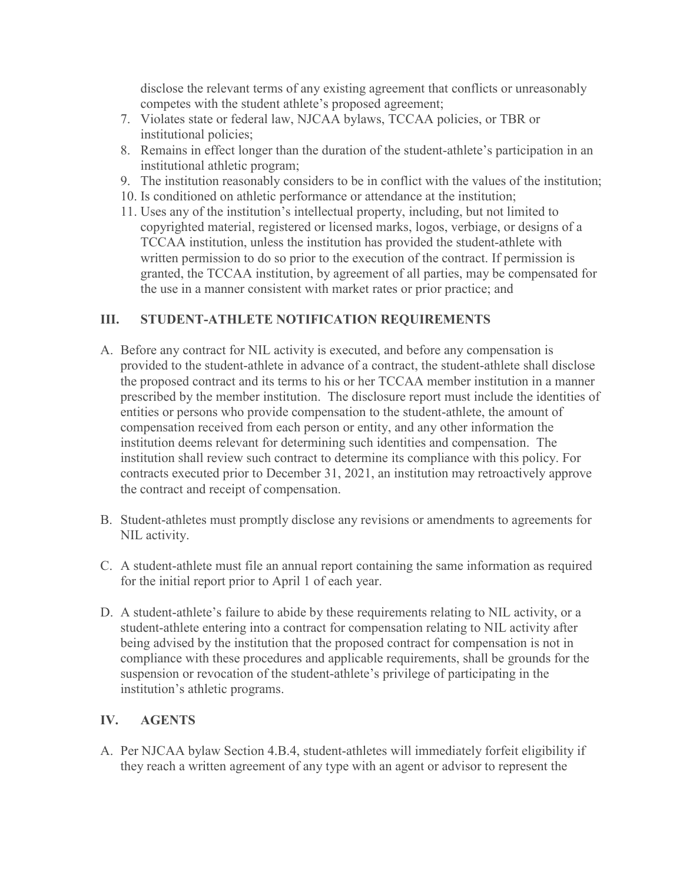disclose the relevant terms of any existing agreement that conflicts or unreasonably competes with the student athlete's proposed agreement;

7. Violates state or federal law, NJCAA bylaws, TCCAA policies, or TBR or institutional policies;
8. Remains in effect longer than the duration of the student-athlete's participation in an institutional athletic program;
9. The institution reasonably considers to be in conflict with the values of the institution;
10. Is conditioned on athletic performance or attendance at the institution;
11. Uses any of the institution's intellectual property, including, but not limited to copyrighted material, registered or licensed marks, logos, verbiage, or designs of a TCCAA institution, unless the institution has provided the student-athlete with written permission to do so prior to the execution of the contract. If permission is granted, the TCCAA institution, by agreement of all parties, may be compensated for the use in a manner consistent with market rates or prior practice; and

## III. STUDENT-ATHLETE NOTIFICATION REQUIREMENTS

A. Before any contract for NIL activity is executed, and before any compensation is provided to the student-athlete in advance of a contract, the student-athlete shall disclose the proposed contract and its terms to his or her TCCAA member institution in a manner prescribed by the member institution. The disclosure report must include the identities of entities or persons who provide compensation to the student-athlete, the amount of compensation received from each person or entity, and any other information the institution deems relevant for determining such identities and compensation. The institution shall review such contract to determine its compliance with this policy. For contracts executed prior to December 31, 2021, an institution may retroactively approve the contract and receipt of compensation.

B. Student-athletes must promptly disclose any revisions or amendments to agreements for NIL activity.

C. A student-athlete must file an annual report containing the same information as required for the initial report prior to April 1 of each year.

D. A student-athlete's failure to abide by these requirements relating to NIL activity, or a student-athlete entering into a contract for compensation relating to NIL activity after being advised by the institution that the proposed contract for compensation is not in compliance with these procedures and applicable requirements, shall be grounds for the suspension or revocation of the student-athlete's privilege of participating in the institution's athletic programs.

## IV. AGENTS

A. Per NJCAA bylaw Section 4.B.4, student-athletes will immediately forfeit eligibility if they reach a written agreement of any type with an agent or advisor to represent the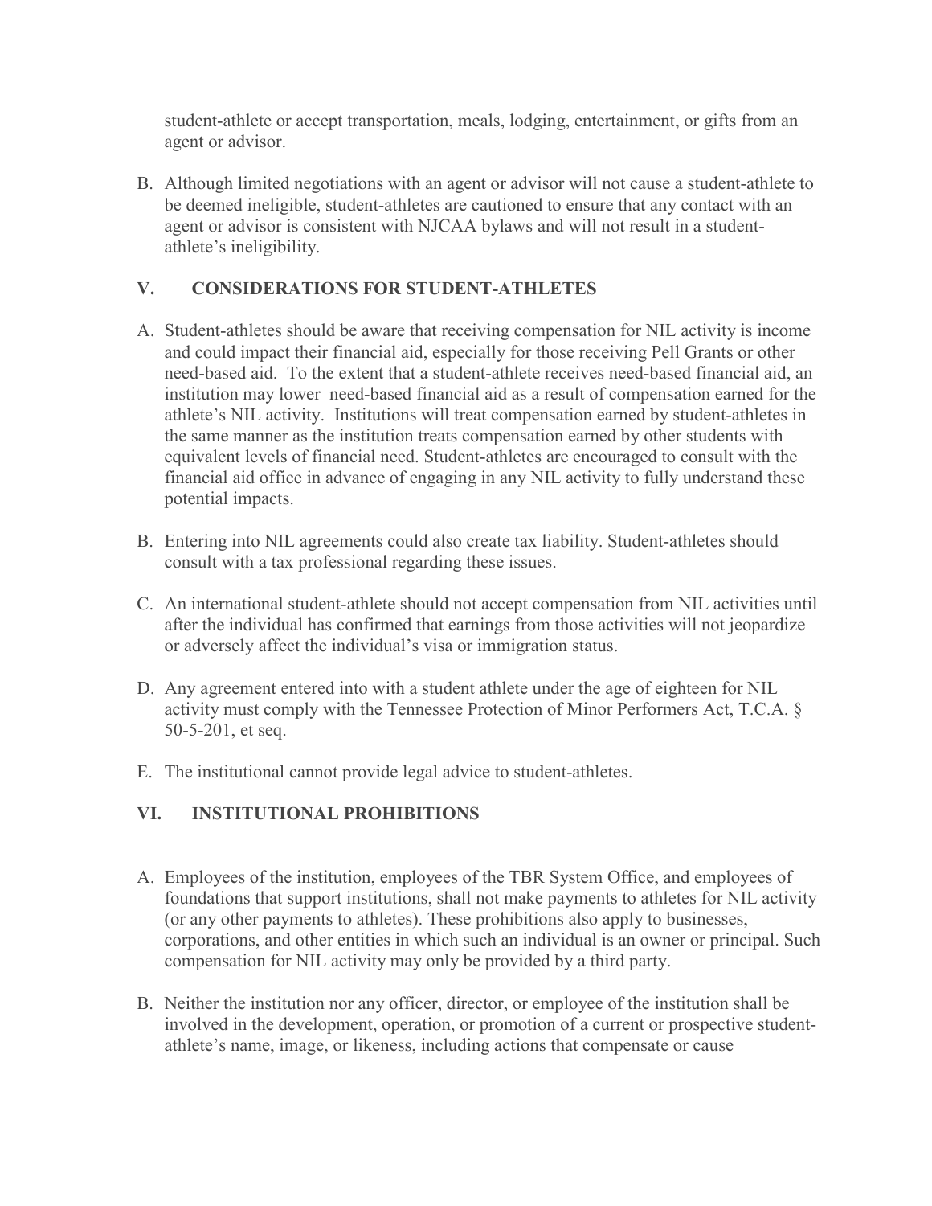student-athlete or accept transportation, meals, lodging, entertainment, or gifts from an agent or advisor.

B. Although limited negotiations with an agent or advisor will not cause a student-athlete to be deemed ineligible, student-athletes are cautioned to ensure that any contact with an agent or advisor is consistent with NJCAA bylaws and will not result in a student-athlete's ineligibility.

## V. CONSIDERATIONS FOR STUDENT-ATHLETES

A. Student-athletes should be aware that receiving compensation for NIL activity is income and could impact their financial aid, especially for those receiving Pell Grants or other need-based aid. To the extent that a student-athlete receives need-based financial aid, an institution may lower need-based financial aid as a result of compensation earned for the athlete's NIL activity. Institutions will treat compensation earned by student-athletes in the same manner as the institution treats compensation earned by other students with equivalent levels of financial need. Student-athletes are encouraged to consult with the financial aid office in advance of engaging in any NIL activity to fully understand these potential impacts.

B. Entering into NIL agreements could also create tax liability. Student-athletes should consult with a tax professional regarding these issues.

C. An international student-athlete should not accept compensation from NIL activities until after the individual has confirmed that earnings from those activities will not jeopardize or adversely affect the individual's visa or immigration status.

D. Any agreement entered into with a student athlete under the age of eighteen for NIL activity must comply with the Tennessee Protection of Minor Performers Act, T.C.A. § 50-5-201, et seq.

E. The institutional cannot provide legal advice to student-athletes.

## VI. INSTITUTIONAL PROHIBITIONS

A. Employees of the institution, employees of the TBR System Office, and employees of foundations that support institutions, shall not make payments to athletes for NIL activity (or any other payments to athletes). These prohibitions also apply to businesses, corporations, and other entities in which such an individual is an owner or principal. Such compensation for NIL activity may only be provided by a third party.

B. Neither the institution nor any officer, director, or employee of the institution shall be involved in the development, operation, or promotion of a current or prospective student-athlete's name, image, or likeness, including actions that compensate or cause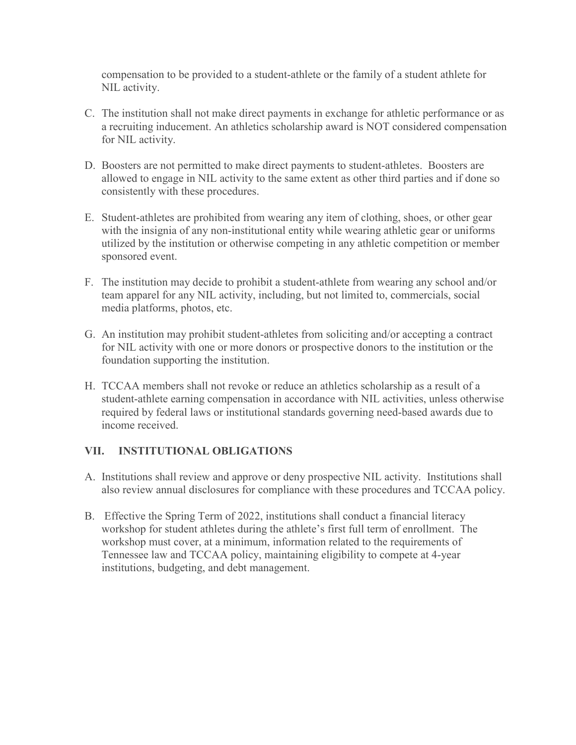compensation to be provided to a student-athlete or the family of a student athlete for NIL activity.

C. The institution shall not make direct payments in exchange for athletic performance or as a recruiting inducement. An athletics scholarship award is NOT considered compensation for NIL activity.

D. Boosters are not permitted to make direct payments to student-athletes. Boosters are allowed to engage in NIL activity to the same extent as other third parties and if done so consistently with these procedures.

E. Student-athletes are prohibited from wearing any item of clothing, shoes, or other gear with the insignia of any non-institutional entity while wearing athletic gear or uniforms utilized by the institution or otherwise competing in any athletic competition or member sponsored event.

F. The institution may decide to prohibit a student-athlete from wearing any school and/or team apparel for any NIL activity, including, but not limited to, commercials, social media platforms, photos, etc.

G. An institution may prohibit student-athletes from soliciting and/or accepting a contract for NIL activity with one or more donors or prospective donors to the institution or the foundation supporting the institution.

H. TCCAA members shall not revoke or reduce an athletics scholarship as a result of a student-athlete earning compensation in accordance with NIL activities, unless otherwise required by federal laws or institutional standards governing need-based awards due to income received.

## VII. INSTITUTIONAL OBLIGATIONS

A. Institutions shall review and approve or deny prospective NIL activity. Institutions shall also review annual disclosures for compliance with these procedures and TCCAA policy.

B. Effective the Spring Term of 2022, institutions shall conduct a financial literacy workshop for student athletes during the athlete's first full term of enrollment. The workshop must cover, at a minimum, information related to the requirements of Tennessee law and TCCAA policy, maintaining eligibility to compete at 4-year institutions, budgeting, and debt management.